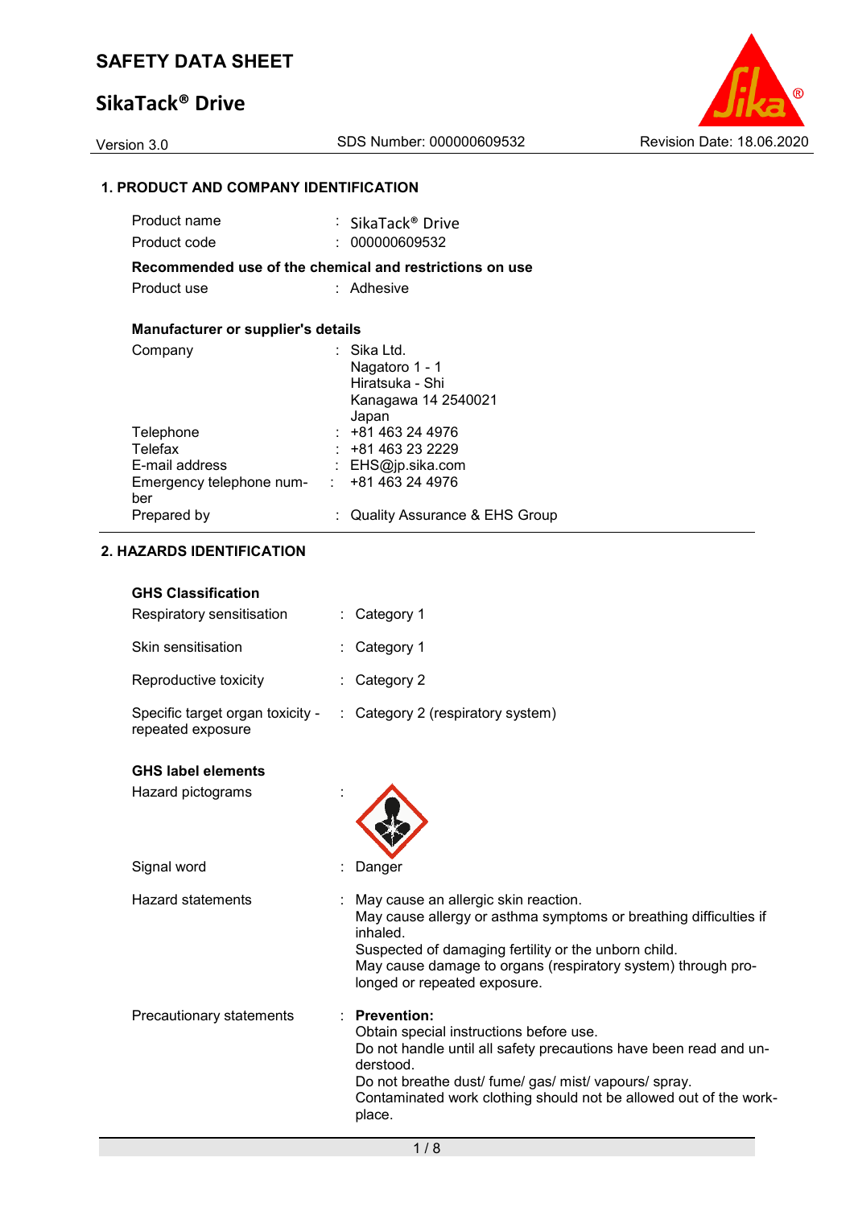# SAFETY DATA SHEET

## SikaTack® Drive

Version 3.0 | SDS Number: 000000609532 | Revision Date: 18.06.2020

### 1. PRODUCT AND COMPANY IDENTIFICATION

| | | |
|---|---|---|
| Product name | : | SikaTack® Drive |
| Product code | : | 000000609532 |

**Recommended use of the chemical and restrictions on use**

| | | |
|---|---|---|
| Product use | : | Adhesive |

**Manufacturer or supplier's details**

| | | |
|---|---|---|
| Company | : | Sika Ltd.<br>Nagatoro 1 - 1<br>Hiratsuka - Shi<br>Kanagawa 14 2540021<br>Japan |
| Telephone | : | +81 463 24 4976 |
| Telefax | : | +81 463 23 2229 |
| E-mail address | : | EHS@jp.sika.com |
| Emergency telephone number | : | +81 463 24 4976 |
| Prepared by | : | Quality Assurance & EHS Group |

### 2. HAZARDS IDENTIFICATION

**GHS Classification**

| | | |
|---|---|---|
| Respiratory sensitisation | : | Category 1 |
| Skin sensitisation | : | Category 1 |
| Reproductive toxicity | : | Category 2 |
| Specific target organ toxicity - repeated exposure | : | Category 2 (respiratory system) |

**GHS label elements**

Hazard pictograms :

Signal word : Danger

Hazard statements :
May cause an allergic skin reaction.
May cause allergy or asthma symptoms or breathing difficulties if inhaled.
Suspected of damaging fertility or the unborn child.
May cause damage to organs (respiratory system) through prolonged or repeated exposure.

Precautionary statements :
**Prevention:**
Obtain special instructions before use.
Do not handle until all safety precautions have been read and understood.
Do not breathe dust/ fume/ gas/ mist/ vapours/ spray.
Contaminated work clothing should not be allowed out of the workplace.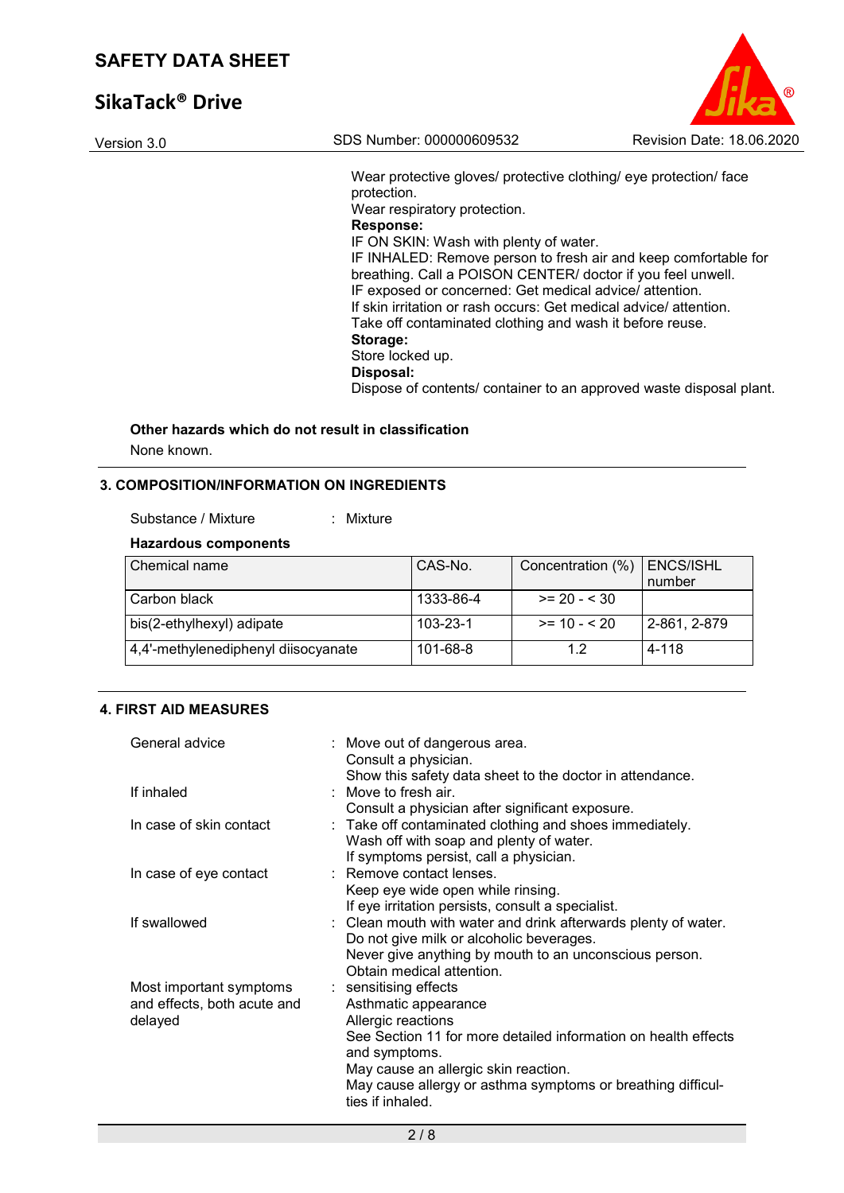Wear protective gloves/ protective clothing/ eye protection/ face protection.
Wear respiratory protection.
**Response:**
IF ON SKIN: Wash with plenty of water.
IF INHALED: Remove person to fresh air and keep comfortable for breathing. Call a POISON CENTER/ doctor if you feel unwell.
IF exposed or concerned: Get medical advice/ attention.
If skin irritation or rash occurs: Get medical advice/ attention.
Take off contaminated clothing and wash it before reuse.
**Storage:**
Store locked up.
**Disposal:**
Dispose of contents/ container to an approved waste disposal plant.

**Other hazards which do not result in classification**

None known.

## 3. COMPOSITION/INFORMATION ON INGREDIENTS

Substance / Mixture : Mixture

**Hazardous components**

| Chemical name | CAS-No. | Concentration (%) | ENCS/ISHL number |
|---|---|---|---|
| Carbon black | 1333-86-4 | >= 20 - < 30 | |
| bis(2-ethylhexyl) adipate | 103-23-1 | >= 10 - < 20 | 2-861, 2-879 |
| 4,4'-methylenediphenyl diisocyanate | 101-68-8 | 1.2 | 4-118 |

## 4. FIRST AID MEASURES

General advice : Move out of dangerous area.
Consult a physician.
Show this safety data sheet to the doctor in attendance.

If inhaled : Move to fresh air.
Consult a physician after significant exposure.

In case of skin contact : Take off contaminated clothing and shoes immediately.
Wash off with soap and plenty of water.
If symptoms persist, call a physician.

In case of eye contact : Remove contact lenses.
Keep eye wide open while rinsing.
If eye irritation persists, consult a specialist.

If swallowed : Clean mouth with water and drink afterwards plenty of water.
Do not give milk or alcoholic beverages.
Never give anything by mouth to an unconscious person.
Obtain medical attention.

Most important symptoms and effects, both acute and delayed : sensitising effects
Asthmatic appearance
Allergic reactions
See Section 11 for more detailed information on health effects and symptoms.
May cause an allergic skin reaction.
May cause allergy or asthma symptoms or breathing difficulties if inhaled.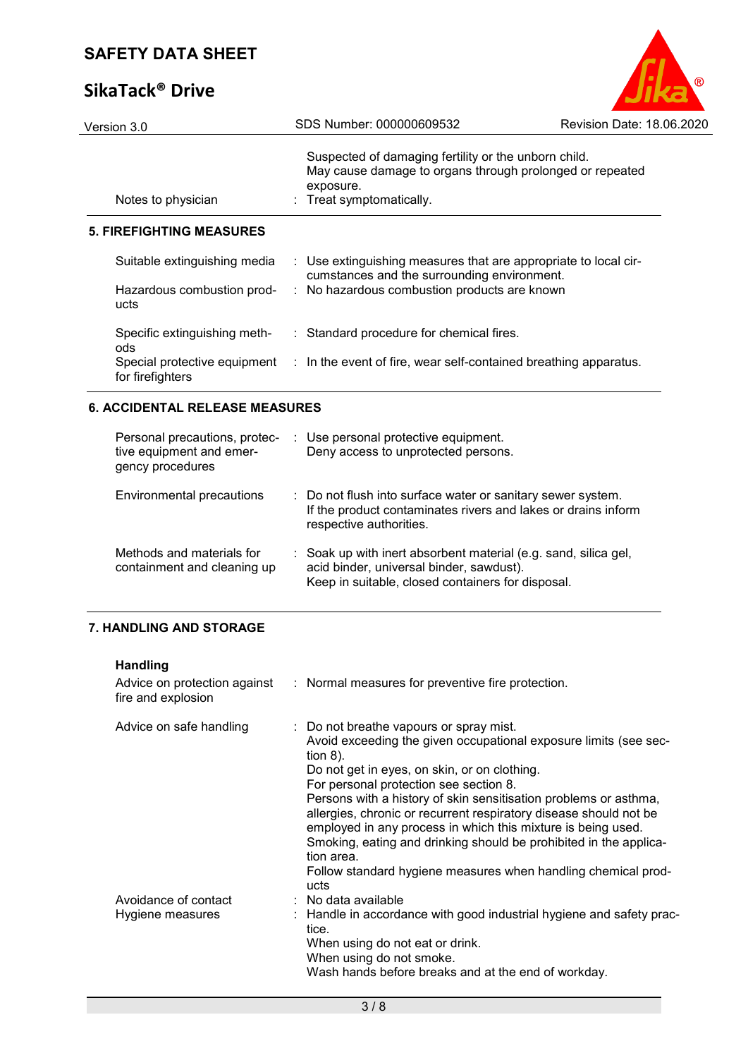| | |
|---|---|
| | Suspected of damaging fertility or the unborn child.<br>May cause damage to organs through prolonged or repeated exposure. |
| Notes to physician | : Treat symptomatically. |

## 5. FIREFIGHTING MEASURES

| | |
|---|---|
| Suitable extinguishing media | : Use extinguishing measures that are appropriate to local circumstances and the surrounding environment. |
| Hazardous combustion products | : No hazardous combustion products are known |
| Specific extinguishing methods | : Standard procedure for chemical fires. |
| Special protective equipment for firefighters | : In the event of fire, wear self-contained breathing apparatus. |

## 6. ACCIDENTAL RELEASE MEASURES

| | |
|---|---|
| Personal precautions, protective equipment and emergency procedures | : Use personal protective equipment.<br>Deny access to unprotected persons. |
| Environmental precautions | : Do not flush into surface water or sanitary sewer system.<br>If the product contaminates rivers and lakes or drains inform respective authorities. |
| Methods and materials for containment and cleaning up | : Soak up with inert absorbent material (e.g. sand, silica gel, acid binder, universal binder, sawdust).<br>Keep in suitable, closed containers for disposal. |

## 7. HANDLING AND STORAGE

**Handling**

| | |
|---|---|
| Advice on protection against fire and explosion | : Normal measures for preventive fire protection. |
| Advice on safe handling | : Do not breathe vapours or spray mist.<br>Avoid exceeding the given occupational exposure limits (see section 8).<br>Do not get in eyes, on skin, or on clothing.<br>For personal protection see section 8.<br>Persons with a history of skin sensitisation problems or asthma, allergies, chronic or recurrent respiratory disease should not be employed in any process in which this mixture is being used.<br>Smoking, eating and drinking should be prohibited in the application area.<br>Follow standard hygiene measures when handling chemical products |
| Avoidance of contact | : No data available |
| Hygiene measures | : Handle in accordance with good industrial hygiene and safety practice.<br>When using do not eat or drink.<br>When using do not smoke.<br>Wash hands before breaks and at the end of workday. |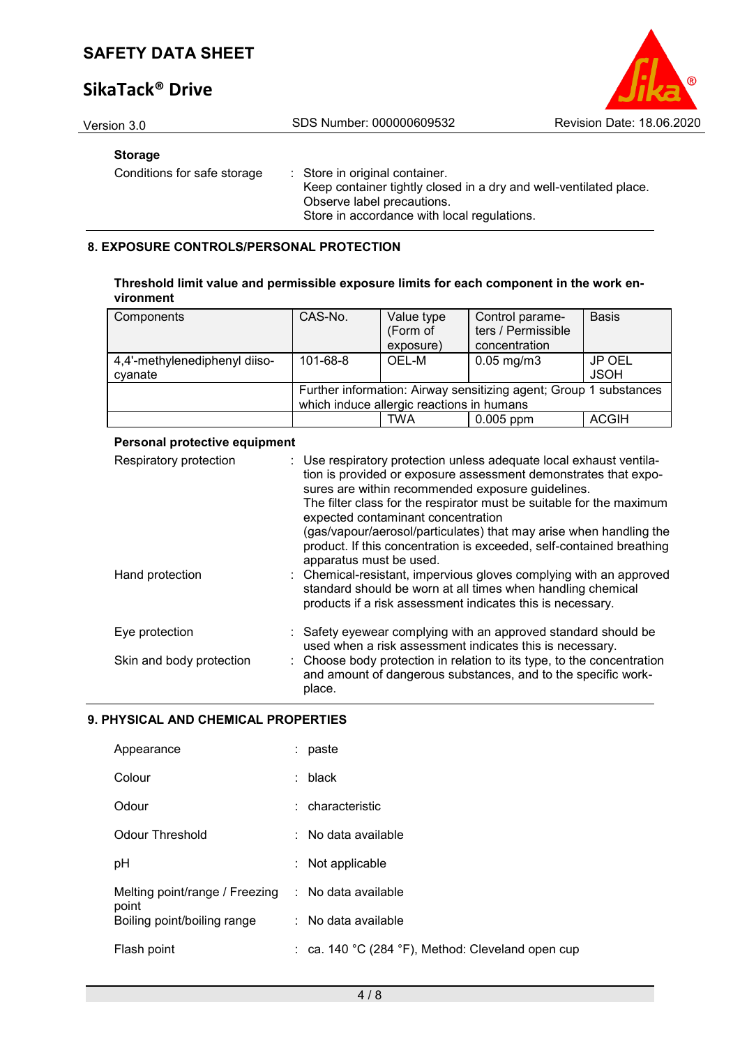**Storage**

Conditions for safe storage : Store in original container.
Keep container tightly closed in a dry and well-ventilated place.
Observe label precautions.
Store in accordance with local regulations.

## 8. EXPOSURE CONTROLS/PERSONAL PROTECTION

**Threshold limit value and permissible exposure limits for each component in the work environment**

| Components | CAS-No. | Value type (Form of exposure) | Control parameters / Permissible concentration | Basis |
|---|---|---|---|---|
| 4,4'-methylenediphenyl diisocyanate | 101-68-8 | OEL-M | 0.05 mg/m3 | JP OEL JSOH |
| | Further information: Airway sensitizing agent; Group 1 substances which induce allergic reactions in humans | | | |
| | | TWA | 0.005 ppm | ACGIH |

**Personal protective equipment**

Respiratory protection : Use respiratory protection unless adequate local exhaust ventilation is provided or exposure assessment demonstrates that exposures are within recommended exposure guidelines.
The filter class for the respirator must be suitable for the maximum expected contaminant concentration (gas/vapour/aerosol/particulates) that may arise when handling the product. If this concentration is exceeded, self-contained breathing apparatus must be used.

Hand protection : Chemical-resistant, impervious gloves complying with an approved standard should be worn at all times when handling chemical products if a risk assessment indicates this is necessary.

Eye protection : Safety eyewear complying with an approved standard should be used when a risk assessment indicates this is necessary.

Skin and body protection : Choose body protection in relation to its type, to the concentration and amount of dangerous substances, and to the specific workplace.

## 9. PHYSICAL AND CHEMICAL PROPERTIES

Appearance : paste

Colour : black

Odour : characteristic

Odour Threshold : No data available

pH : Not applicable

Melting point/range / Freezing point : No data available

Boiling point/boiling range : No data available

Flash point : ca. 140 °C (284 °F), Method: Cleveland open cup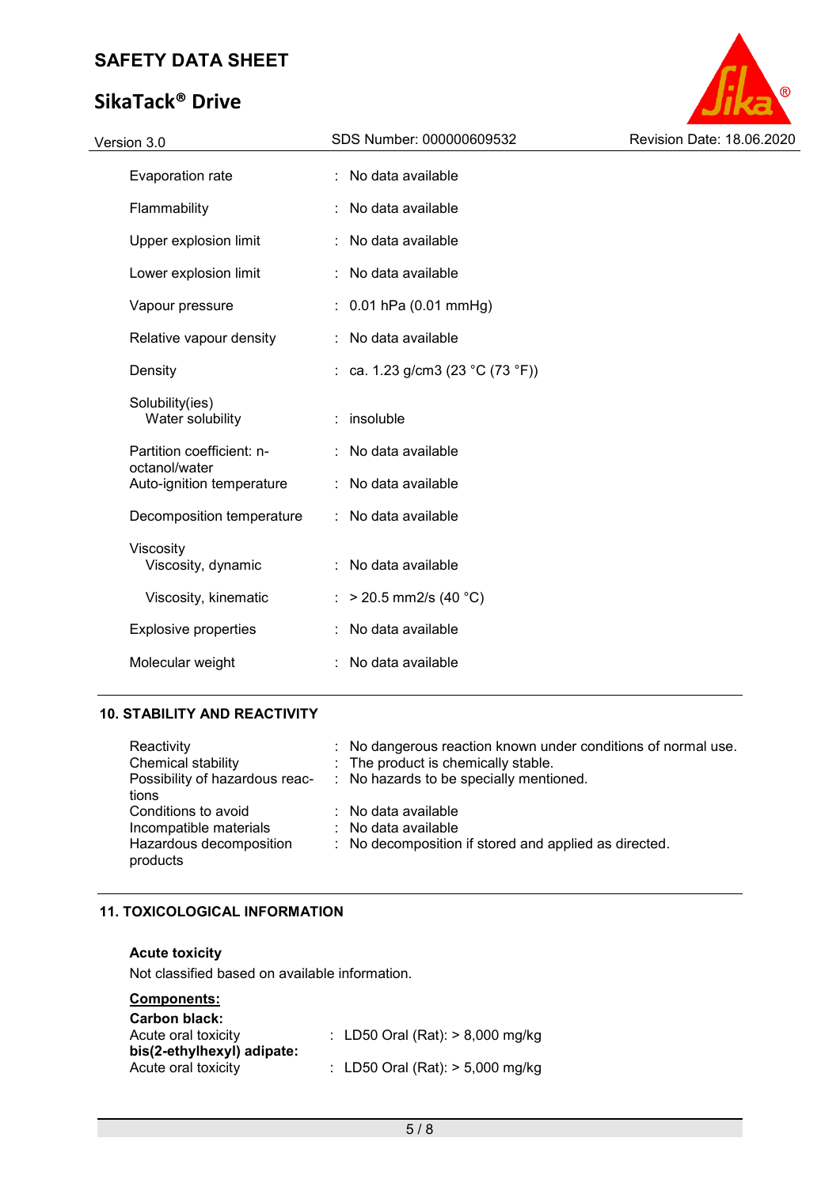| | | |
|---|---|---|
| Evaporation rate | : | No data available |
| Flammability | : | No data available |
| Upper explosion limit | : | No data available |
| Lower explosion limit | : | No data available |
| Vapour pressure | : | 0.01 hPa (0.01 mmHg) |
| Relative vapour density | : | No data available |
| Density | : | ca. 1.23 g/cm3 (23 °C (73 °F)) |
| Solubility(ies)<br>Water solubility | : | insoluble |
| Partition coefficient: n-octanol/water | : | No data available |
| Auto-ignition temperature | : | No data available |
| Decomposition temperature | : | No data available |
| Viscosity<br>Viscosity, dynamic | : | No data available |
| Viscosity, kinematic | : | > 20.5 mm2/s (40 °C) |
| Explosive properties | : | No data available |
| Molecular weight | : | No data available |

## 10. STABILITY AND REACTIVITY

| | | |
|---|---|---|
| Reactivity | : | No dangerous reaction known under conditions of normal use. |
| Chemical stability | : | The product is chemically stable. |
| Possibility of hazardous reactions | : | No hazards to be specially mentioned. |
| Conditions to avoid | : | No data available |
| Incompatible materials | : | No data available |
| Hazardous decomposition products | : | No decomposition if stored and applied as directed. |

## 11. TOXICOLOGICAL INFORMATION

**Acute toxicity**

Not classified based on available information.

**Components:**

**Carbon black:**

Acute oral toxicity : LD50 Oral (Rat): > 8,000 mg/kg

**bis(2-ethylhexyl) adipate:**

Acute oral toxicity : LD50 Oral (Rat): > 5,000 mg/kg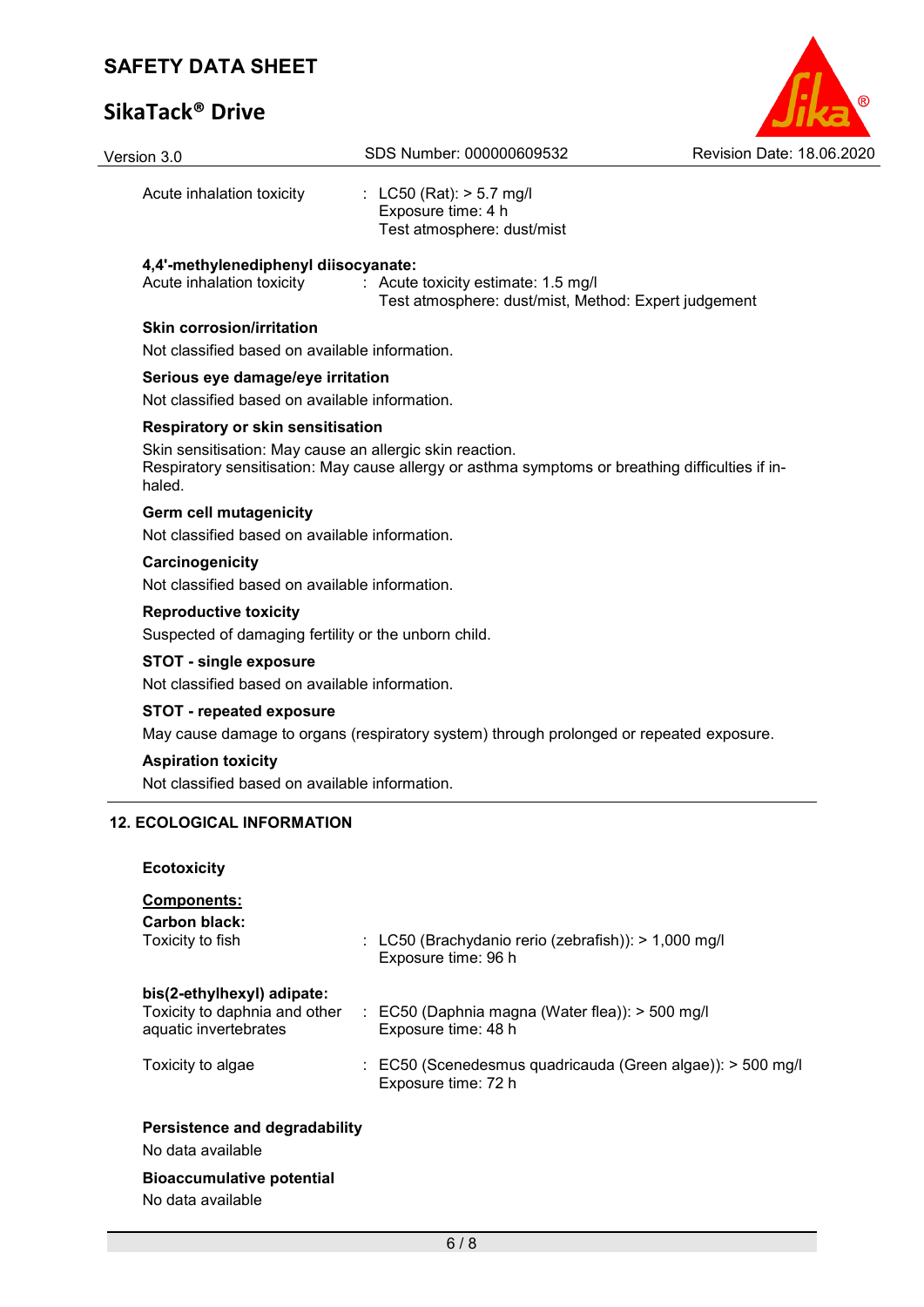Acute inhalation toxicity : LC50 (Rat): > 5.7 mg/l
Exposure time: 4 h
Test atmosphere: dust/mist

**4,4'-methylenediphenyl diisocyanate:**

Acute inhalation toxicity : Acute toxicity estimate: 1.5 mg/l
Test atmosphere: dust/mist, Method: Expert judgement

**Skin corrosion/irritation**

Not classified based on available information.

**Serious eye damage/eye irritation**

Not classified based on available information.

**Respiratory or skin sensitisation**

Skin sensitisation: May cause an allergic skin reaction.
Respiratory sensitisation: May cause allergy or asthma symptoms or breathing difficulties if inhaled.

**Germ cell mutagenicity**

Not classified based on available information.

**Carcinogenicity**

Not classified based on available information.

**Reproductive toxicity**

Suspected of damaging fertility or the unborn child.

**STOT - single exposure**

Not classified based on available information.

**STOT - repeated exposure**

May cause damage to organs (respiratory system) through prolonged or repeated exposure.

**Aspiration toxicity**

Not classified based on available information.

## 12. ECOLOGICAL INFORMATION

**Ecotoxicity**

**Components:**

**Carbon black:**

Toxicity to fish : LC50 (Brachydanio rerio (zebrafish)): > 1,000 mg/l
Exposure time: 96 h

**bis(2-ethylhexyl) adipate:**

Toxicity to daphnia and other aquatic invertebrates : EC50 (Daphnia magna (Water flea)): > 500 mg/l
Exposure time: 48 h

Toxicity to algae : EC50 (Scenedesmus quadricauda (Green algae)): > 500 mg/l
Exposure time: 72 h

**Persistence and degradability**

No data available

**Bioaccumulative potential**

No data available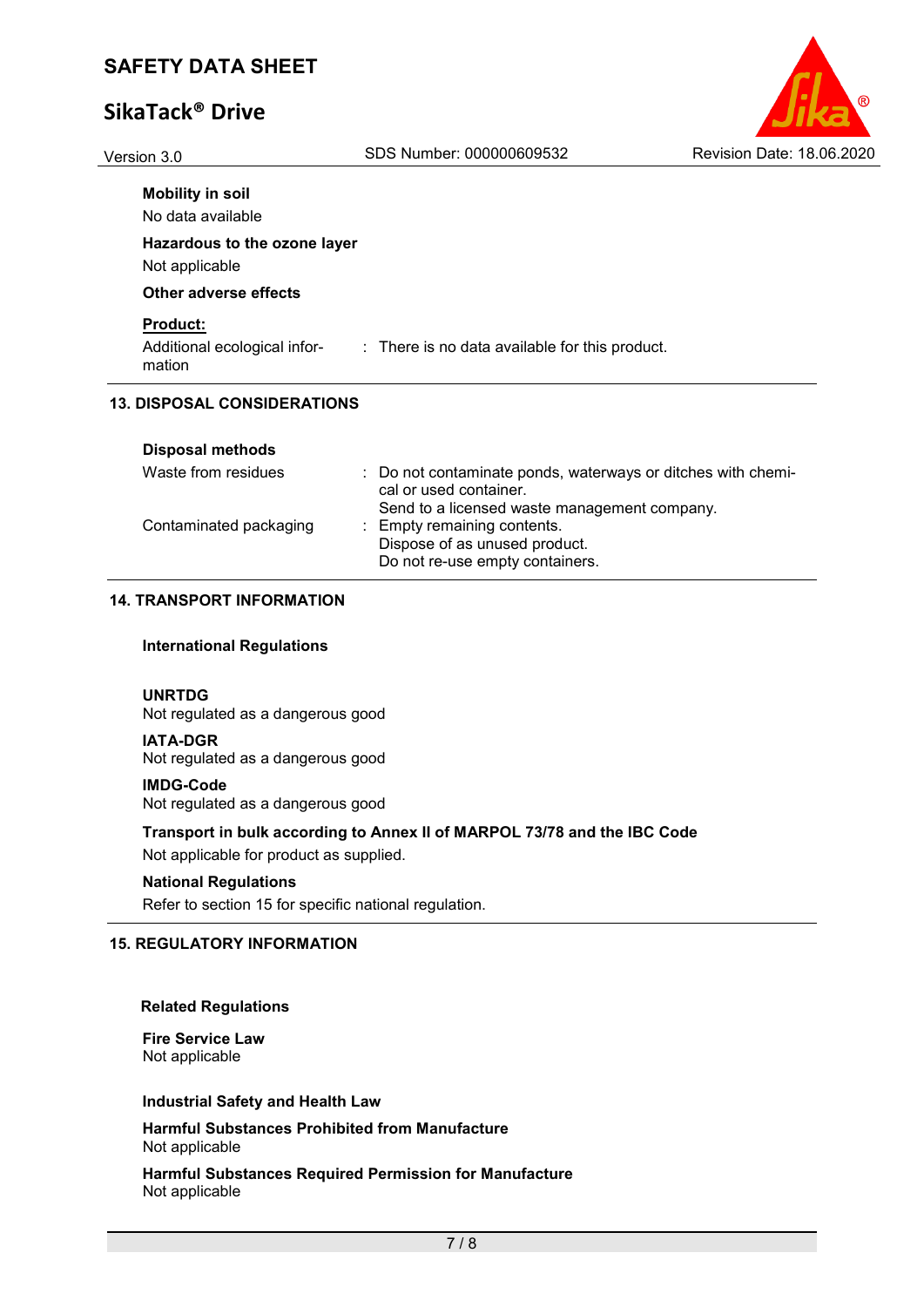**Mobility in soil**

No data available

**Hazardous to the ozone layer**

Not applicable

**Other adverse effects**

**Product:**

Additional ecological information : There is no data available for this product.

## 13. DISPOSAL CONSIDERATIONS

**Disposal methods**

| | |
|---|---|
| Waste from residues | : Do not contaminate ponds, waterways or ditches with chemical or used container.<br>Send to a licensed waste management company. |
| Contaminated packaging | : Empty remaining contents.<br>Dispose of as unused product.<br>Do not re-use empty containers. |

## 14. TRANSPORT INFORMATION

**International Regulations**

**UNRTDG**

Not regulated as a dangerous good

**IATA-DGR**

Not regulated as a dangerous good

**IMDG-Code**

Not regulated as a dangerous good

**Transport in bulk according to Annex II of MARPOL 73/78 and the IBC Code**

Not applicable for product as supplied.

**National Regulations**

Refer to section 15 for specific national regulation.

## 15. REGULATORY INFORMATION

**Related Regulations**

**Fire Service Law**

Not applicable

**Industrial Safety and Health Law**

**Harmful Substances Prohibited from Manufacture**

Not applicable

**Harmful Substances Required Permission for Manufacture**

Not applicable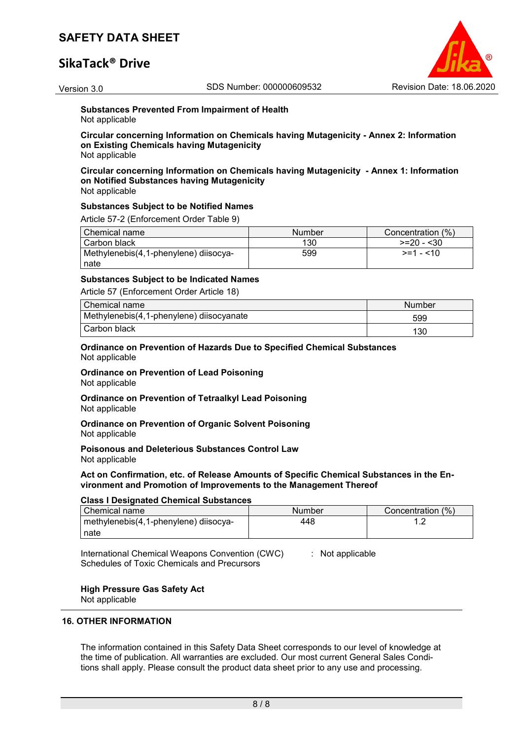**Substances Prevented From Impairment of Health**
Not applicable

**Circular concerning Information on Chemicals having Mutagenicity - Annex 2: Information on Existing Chemicals having Mutagenicity**
Not applicable

**Circular concerning Information on Chemicals having Mutagenicity - Annex 1: Information on Notified Substances having Mutagenicity**
Not applicable

**Substances Subject to be Notified Names**

Article 57-2 (Enforcement Order Table 9)

| Chemical name | Number | Concentration (%) |
|---|---|---|
| Carbon black | 130 | >=20 - <30 |
| Methylenebis(4,1-phenylene) diisocyanate | 599 | >=1 - <10 |

**Substances Subject to be Indicated Names**

Article 57 (Enforcement Order Article 18)

| Chemical name | Number |
|---|---|
| Methylenebis(4,1-phenylene) diisocyanate | 599 |
| Carbon black | 130 |

**Ordinance on Prevention of Hazards Due to Specified Chemical Substances**
Not applicable

**Ordinance on Prevention of Lead Poisoning**
Not applicable

**Ordinance on Prevention of Tetraalkyl Lead Poisoning**
Not applicable

**Ordinance on Prevention of Organic Solvent Poisoning**
Not applicable

**Poisonous and Deleterious Substances Control Law**
Not applicable

**Act on Confirmation, etc. of Release Amounts of Specific Chemical Substances in the Environment and Promotion of Improvements to the Management Thereof**

**Class I Designated Chemical Substances**

| Chemical name | Number | Concentration (%) |
|---|---|---|
| methylenebis(4,1-phenylene) diisocyanate | 448 | 1.2 |

International Chemical Weapons Convention (CWC) Schedules of Toxic Chemicals and Precursors : Not applicable

**High Pressure Gas Safety Act**
Not applicable

## 16. OTHER INFORMATION

The information contained in this Safety Data Sheet corresponds to our level of knowledge at the time of publication. All warranties are excluded. Our most current General Sales Conditions shall apply. Please consult the product data sheet prior to any use and processing.